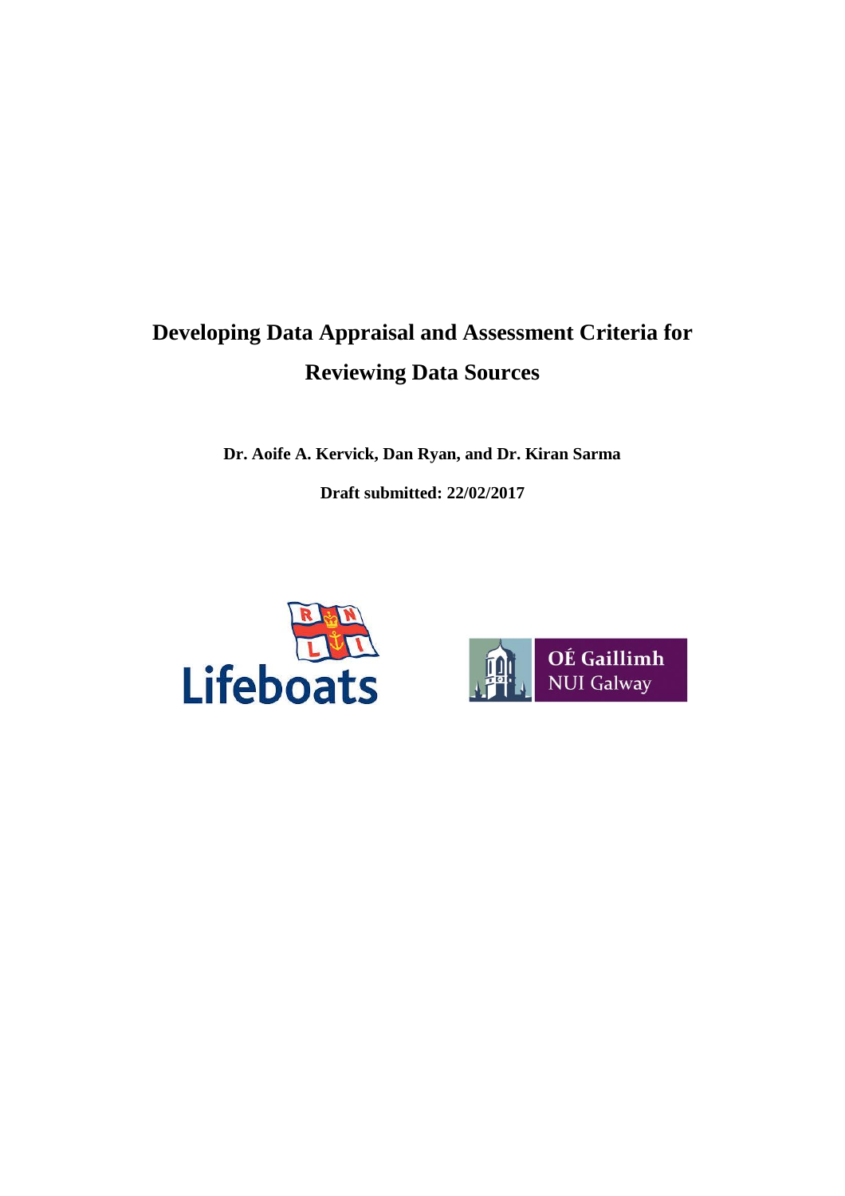# Developing Data Appraisal and Assessment Criteria for Reviewing Data Sources

**Dr. Aoife A. Kervick, Dan Ryan, and Dr. Kiran Sarma**

**Draft submitted: 22/02/2017**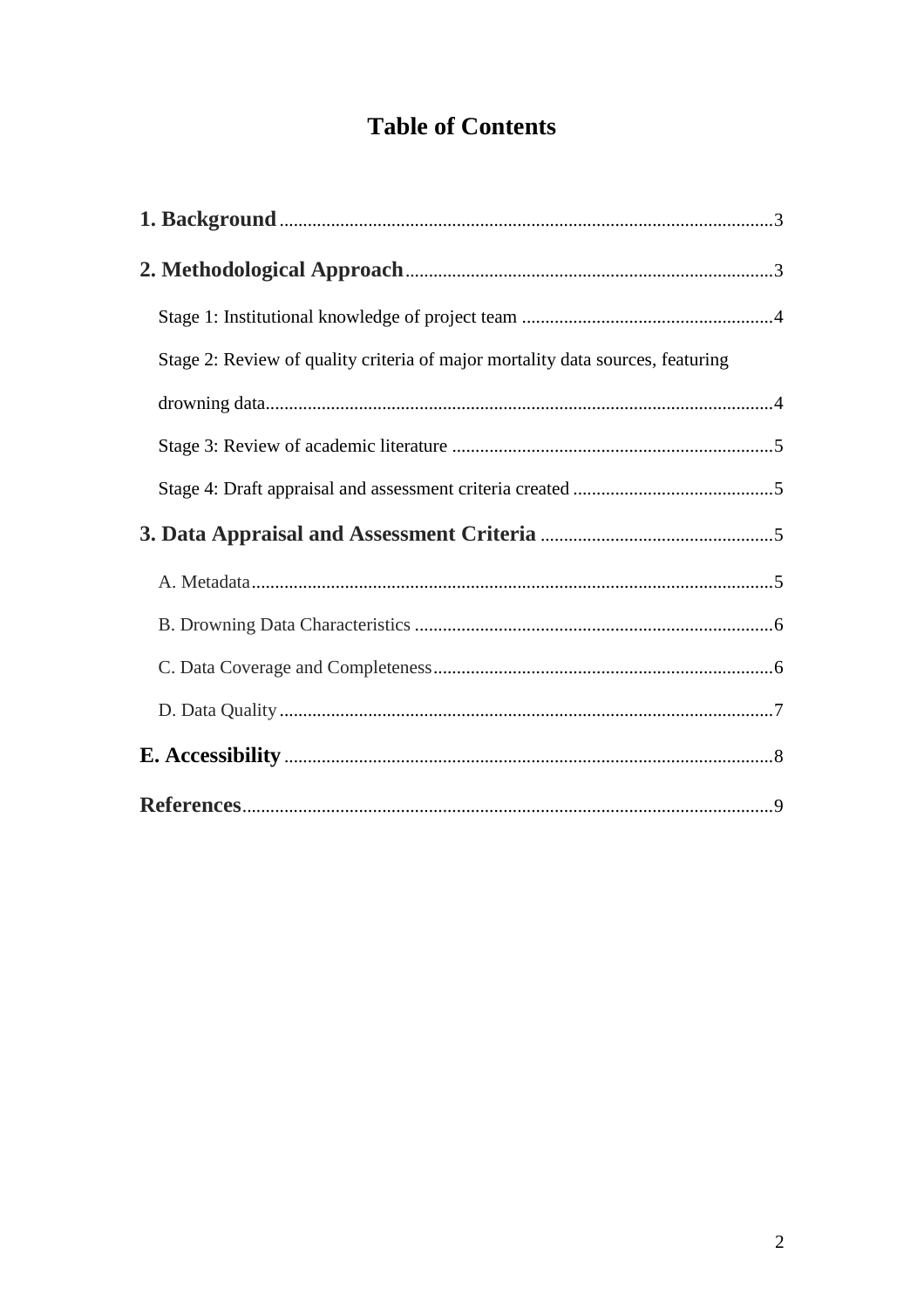# Table of Contents

**1. Background** ........................................................................................................ 3

**2. Methodological Approach** ............................................................................. 3

Stage 1: Institutional knowledge of project team ...................................................... 4

Stage 2: Review of quality criteria of major mortality data sources, featuring drowning data ........................................................................................................... 4

Stage 3: Review of academic literature ..................................................................... 5

Stage 4: Draft appraisal and assessment criteria created ........................................... 5

**3. Data Appraisal and Assessment Criteria** .................................................. 5

A. Metadata ............................................................................................................... 5

B. Drowning Data Characteristics ............................................................................ 6

C. Data Coverage and Completeness ........................................................................ 6

D. Data Quality ......................................................................................................... 7

**E. Accessibility** ....................................................................................................... 8

**References** ............................................................................................................ 9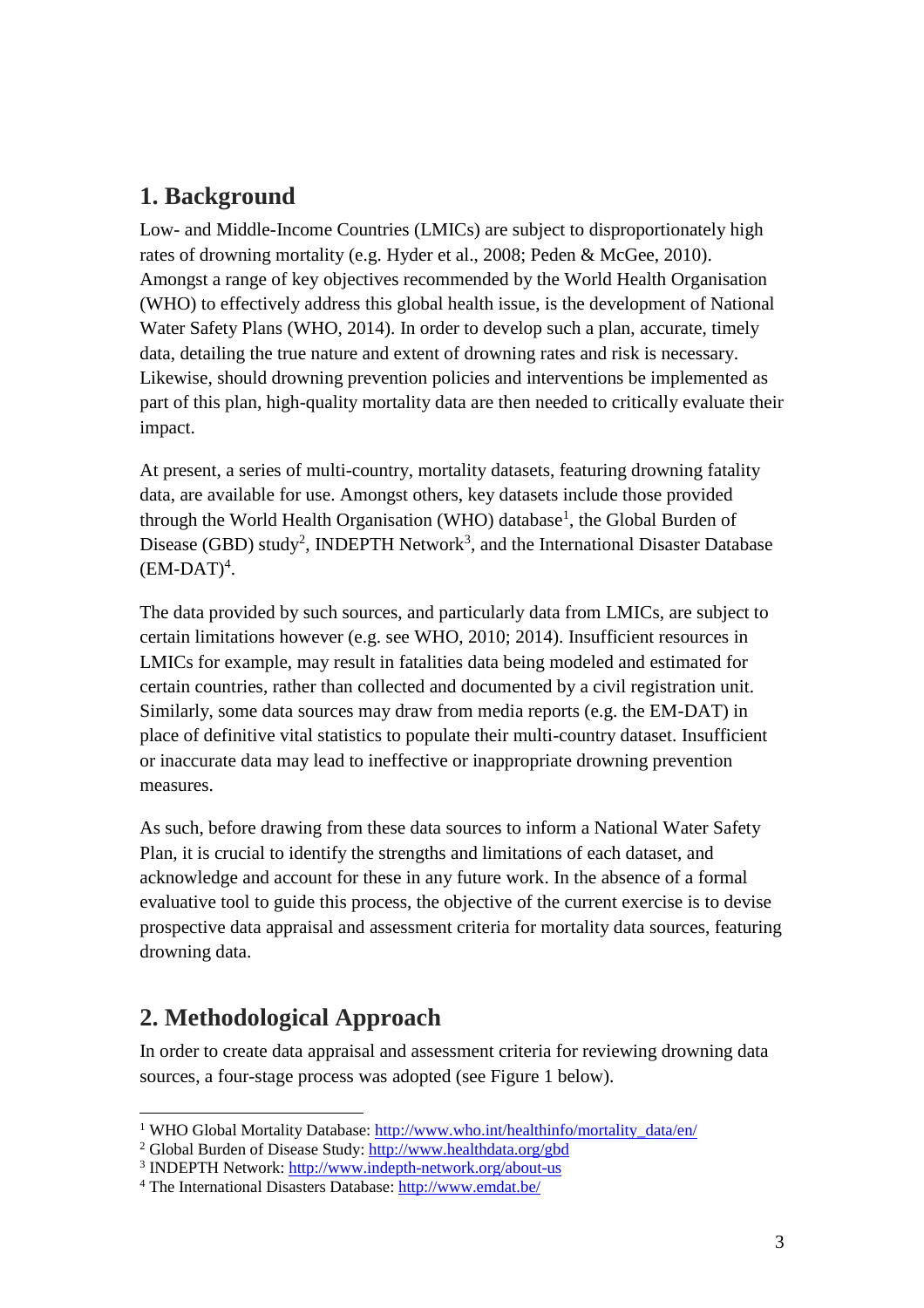## 1. Background

Low- and Middle-Income Countries (LMICs) are subject to disproportionately high rates of drowning mortality (e.g. Hyder et al., 2008; Peden & McGee, 2010). Amongst a range of key objectives recommended by the World Health Organisation (WHO) to effectively address this global health issue, is the development of National Water Safety Plans (WHO, 2014). In order to develop such a plan, accurate, timely data, detailing the true nature and extent of drowning rates and risk is necessary. Likewise, should drowning prevention policies and interventions be implemented as part of this plan, high-quality mortality data are then needed to critically evaluate their impact.

At present, a series of multi-country, mortality datasets, featuring drowning fatality data, are available for use. Amongst others, key datasets include those provided through the World Health Organisation (WHO) database[1], the Global Burden of Disease (GBD) study[2], INDEPTH Network[3], and the International Disaster Database (EM-DAT)[4].

The data provided by such sources, and particularly data from LMICs, are subject to certain limitations however (e.g. see WHO, 2010; 2014). Insufficient resources in LMICs for example, may result in fatalities data being modeled and estimated for certain countries, rather than collected and documented by a civil registration unit. Similarly, some data sources may draw from media reports (e.g. the EM-DAT) in place of definitive vital statistics to populate their multi-country dataset. Insufficient or inaccurate data may lead to ineffective or inappropriate drowning prevention measures.

As such, before drawing from these data sources to inform a National Water Safety Plan, it is crucial to identify the strengths and limitations of each dataset, and acknowledge and account for these in any future work. In the absence of a formal evaluative tool to guide this process, the objective of the current exercise is to devise prospective data appraisal and assessment criteria for mortality data sources, featuring drowning data.

## 2. Methodological Approach

In order to create data appraisal and assessment criteria for reviewing drowning data sources, a four-stage process was adopted (see Figure 1 below).

---

[1] WHO Global Mortality Database: http://www.who.int/healthinfo/mortality_data/en/

[2] Global Burden of Disease Study: http://www.healthdata.org/gbd

[3] INDEPTH Network: http://www.indepth-network.org/about-us

[4] The International Disasters Database: http://www.emdat.be/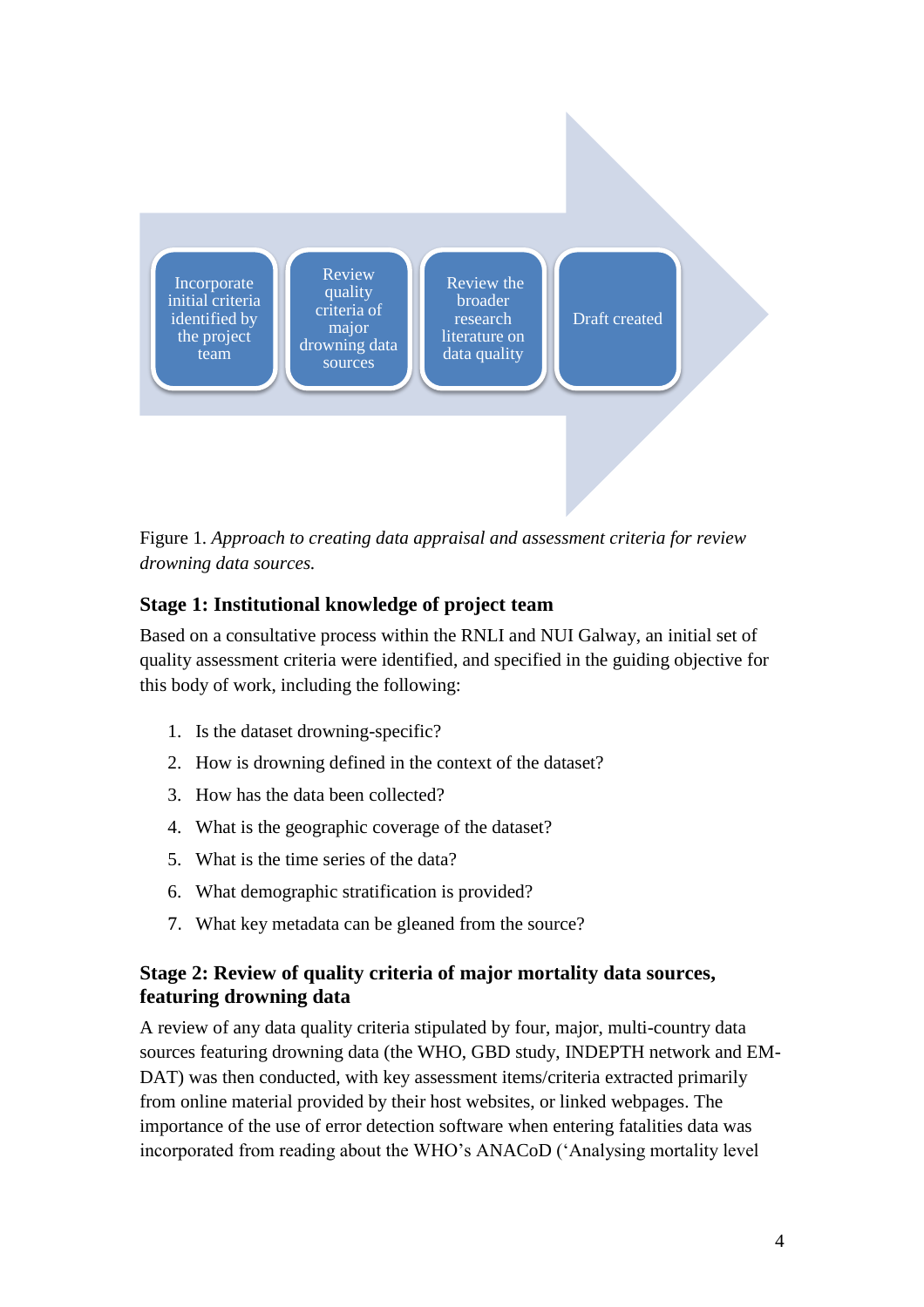Incorporate initial criteria identified by the project team → Review quality criteria of major drowning data sources → Review the broader research literature on data quality → Draft created

Figure 1. *Approach to creating data appraisal and assessment criteria for review drowning data sources.*

## Stage 1: Institutional knowledge of project team

Based on a consultative process within the RNLI and NUI Galway, an initial set of quality assessment criteria were identified, and specified in the guiding objective for this body of work, including the following:

1. Is the dataset drowning-specific?
2. How is drowning defined in the context of the dataset?
3. How has the data been collected?
4. What is the geographic coverage of the dataset?
5. What is the time series of the data?
6. What demographic stratification is provided?
7. What key metadata can be gleaned from the source?

## Stage 2: Review of quality criteria of major mortality data sources, featuring drowning data

A review of any data quality criteria stipulated by four, major, multi-country data sources featuring drowning data (the WHO, GBD study, INDEPTH network and EM-DAT) was then conducted, with key assessment items/criteria extracted primarily from online material provided by their host websites, or linked webpages. The importance of the use of error detection software when entering fatalities data was incorporated from reading about the WHO's ANACoD ('Analysing mortality level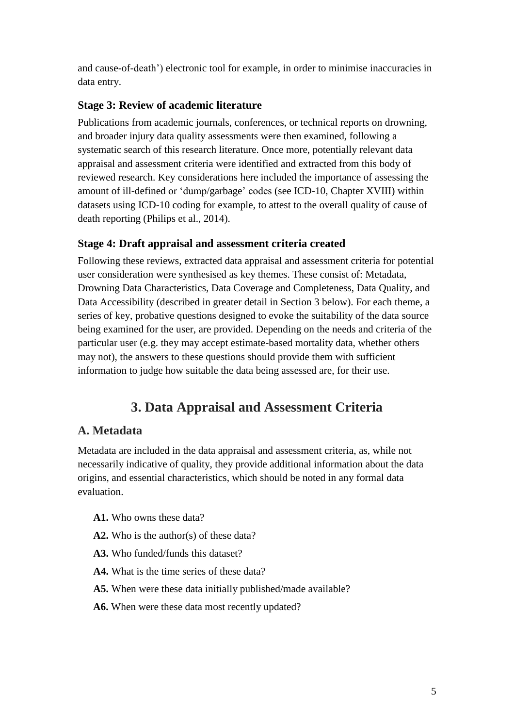and cause-of-death') electronic tool for example, in order to minimise inaccuracies in data entry.

### Stage 3: Review of academic literature

Publications from academic journals, conferences, or technical reports on drowning, and broader injury data quality assessments were then examined, following a systematic search of this research literature. Once more, potentially relevant data appraisal and assessment criteria were identified and extracted from this body of reviewed research. Key considerations here included the importance of assessing the amount of ill-defined or 'dump/garbage' codes (see ICD-10, Chapter XVIII) within datasets using ICD-10 coding for example, to attest to the overall quality of cause of death reporting (Philips et al., 2014).

### Stage 4: Draft appraisal and assessment criteria created

Following these reviews, extracted data appraisal and assessment criteria for potential user consideration were synthesised as key themes. These consist of: Metadata, Drowning Data Characteristics, Data Coverage and Completeness, Data Quality, and Data Accessibility (described in greater detail in Section 3 below). For each theme, a series of key, probative questions designed to evoke the suitability of the data source being examined for the user, are provided. Depending on the needs and criteria of the particular user (e.g. they may accept estimate-based mortality data, whether others may not), the answers to these questions should provide them with sufficient information to judge how suitable the data being assessed are, for their use.

# 3. Data Appraisal and Assessment Criteria

## A. Metadata

Metadata are included in the data appraisal and assessment criteria, as, while not necessarily indicative of quality, they provide additional information about the data origins, and essential characteristics, which should be noted in any formal data evaluation.

- **A1.** Who owns these data?
- **A2.** Who is the author(s) of these data?
- **A3.** Who funded/funds this dataset?
- **A4.** What is the time series of these data?
- **A5.** When were these data initially published/made available?
- **A6.** When were these data most recently updated?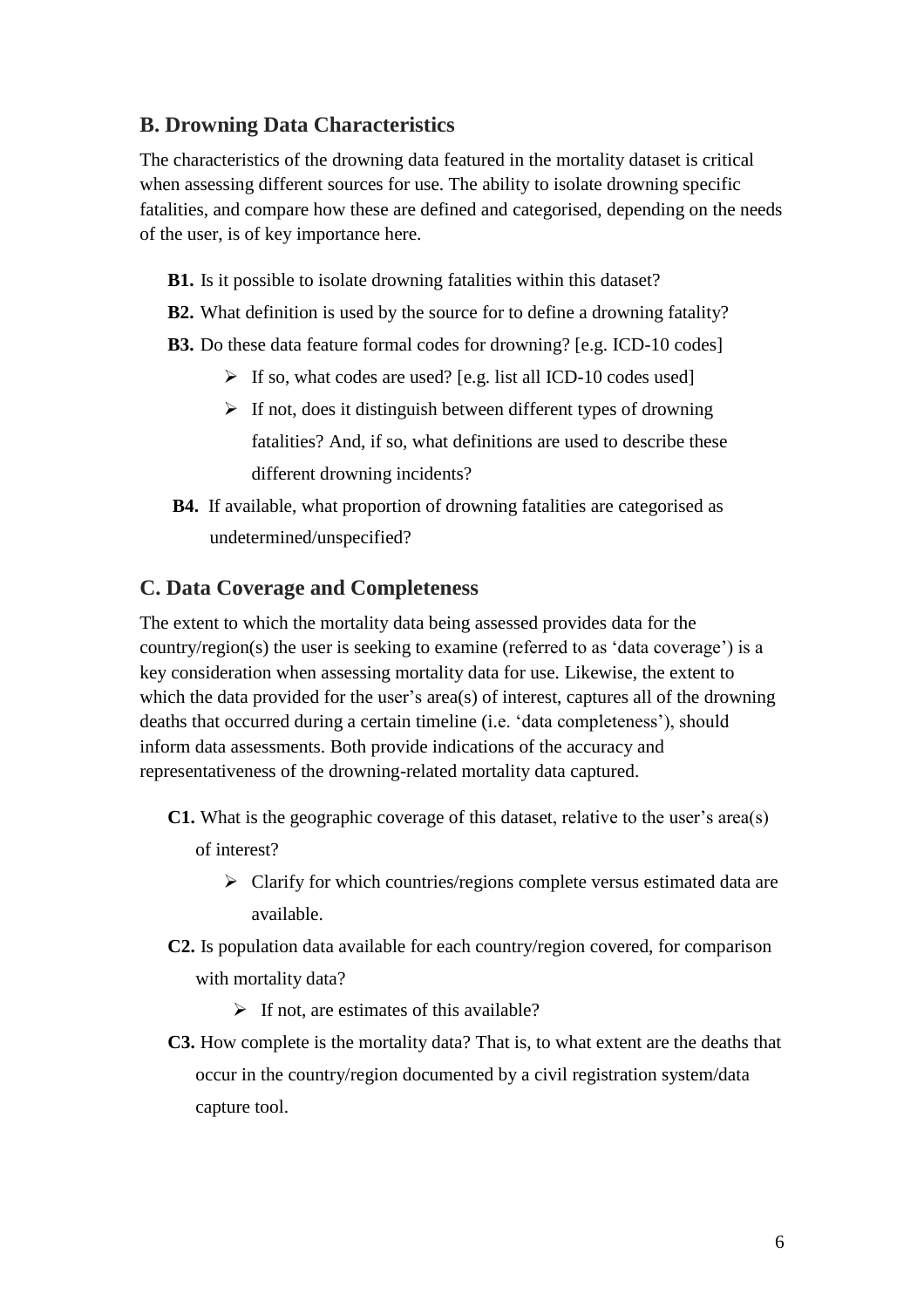## B. Drowning Data Characteristics

The characteristics of the drowning data featured in the mortality dataset is critical when assessing different sources for use. The ability to isolate drowning specific fatalities, and compare how these are defined and categorised, depending on the needs of the user, is of key importance here.

**B1.** Is it possible to isolate drowning fatalities within this dataset?

**B2.** What definition is used by the source for to define a drowning fatality?

**B3.** Do these data feature formal codes for drowning? [e.g. ICD-10 codes]

- If so, what codes are used? [e.g. list all ICD-10 codes used]
- If not, does it distinguish between different types of drowning fatalities? And, if so, what definitions are used to describe these different drowning incidents?

**B4.** If available, what proportion of drowning fatalities are categorised as undetermined/unspecified?

## C. Data Coverage and Completeness

The extent to which the mortality data being assessed provides data for the country/region(s) the user is seeking to examine (referred to as 'data coverage') is a key consideration when assessing mortality data for use. Likewise, the extent to which the data provided for the user's area(s) of interest, captures all of the drowning deaths that occurred during a certain timeline (i.e. 'data completeness'), should inform data assessments. Both provide indications of the accuracy and representativeness of the drowning-related mortality data captured.

**C1.** What is the geographic coverage of this dataset, relative to the user's area(s) of interest?

- Clarify for which countries/regions complete versus estimated data are available.

**C2.** Is population data available for each country/region covered, for comparison with mortality data?

- If not, are estimates of this available?

**C3.** How complete is the mortality data? That is, to what extent are the deaths that occur in the country/region documented by a civil registration system/data capture tool.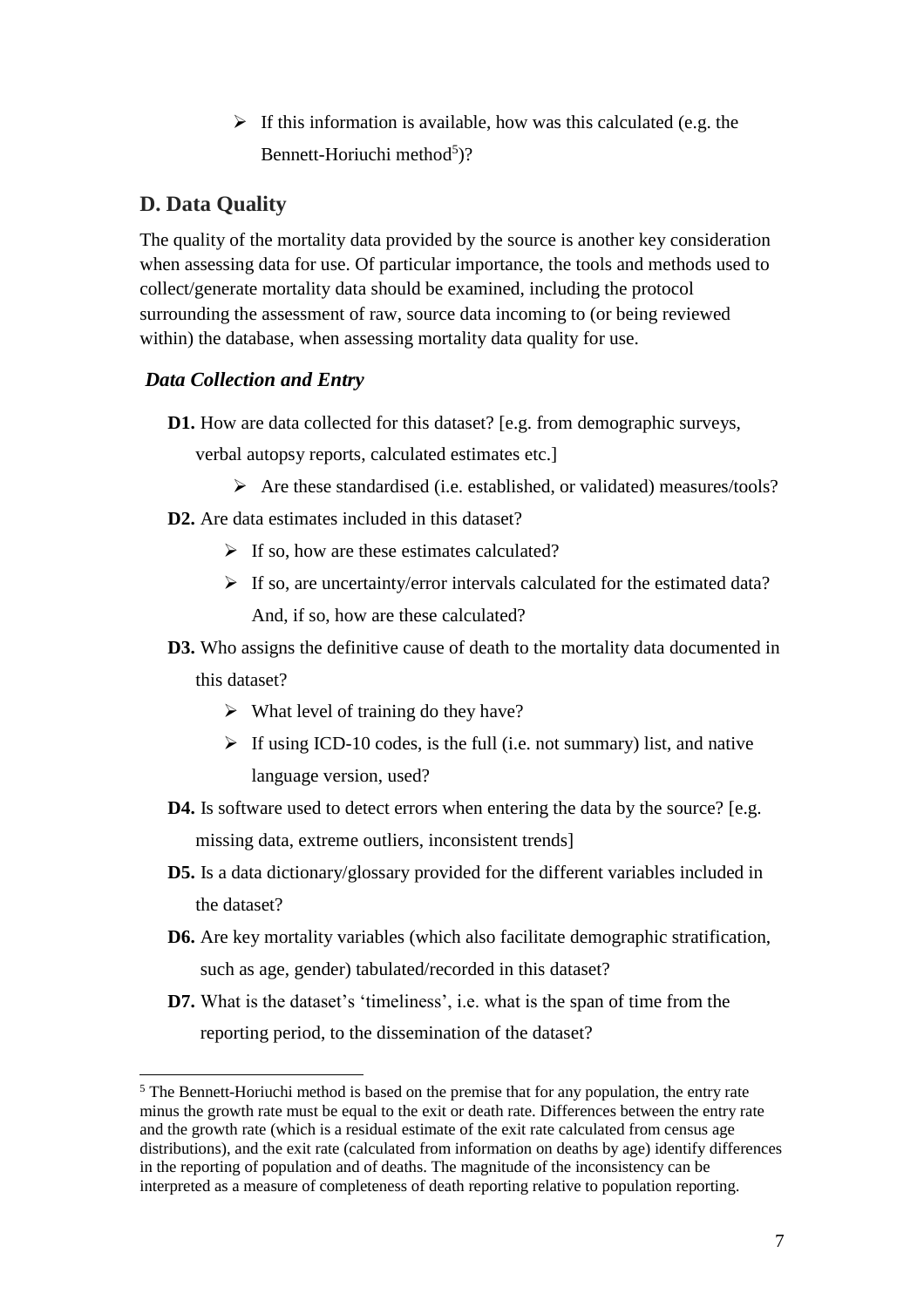- If this information is available, how was this calculated (e.g. the Bennett-Horiuchi method[5])?

## D. Data Quality

The quality of the mortality data provided by the source is another key consideration when assessing data for use. Of particular importance, the tools and methods used to collect/generate mortality data should be examined, including the protocol surrounding the assessment of raw, source data incoming to (or being reviewed within) the database, when assessing mortality data quality for use.

### *Data Collection and Entry*

**D1.** How are data collected for this dataset? [e.g. from demographic surveys, verbal autopsy reports, calculated estimates etc.]

- Are these standardised (i.e. established, or validated) measures/tools?

**D2.** Are data estimates included in this dataset?

- If so, how are these estimates calculated?
- If so, are uncertainty/error intervals calculated for the estimated data? And, if so, how are these calculated?

**D3.** Who assigns the definitive cause of death to the mortality data documented in this dataset?

- What level of training do they have?
- If using ICD-10 codes, is the full (i.e. not summary) list, and native language version, used?

**D4.** Is software used to detect errors when entering the data by the source? [e.g. missing data, extreme outliers, inconsistent trends]

**D5.** Is a data dictionary/glossary provided for the different variables included in the dataset?

**D6.** Are key mortality variables (which also facilitate demographic stratification, such as age, gender) tabulated/recorded in this dataset?

**D7.** What is the dataset's 'timeliness', i.e. what is the span of time from the reporting period, to the dissemination of the dataset?

---

[5] The Bennett-Horiuchi method is based on the premise that for any population, the entry rate minus the growth rate must be equal to the exit or death rate. Differences between the entry rate and the growth rate (which is a residual estimate of the exit rate calculated from census age distributions), and the exit rate (calculated from information on deaths by age) identify differences in the reporting of population and of deaths. The magnitude of the inconsistency can be interpreted as a measure of completeness of death reporting relative to population reporting.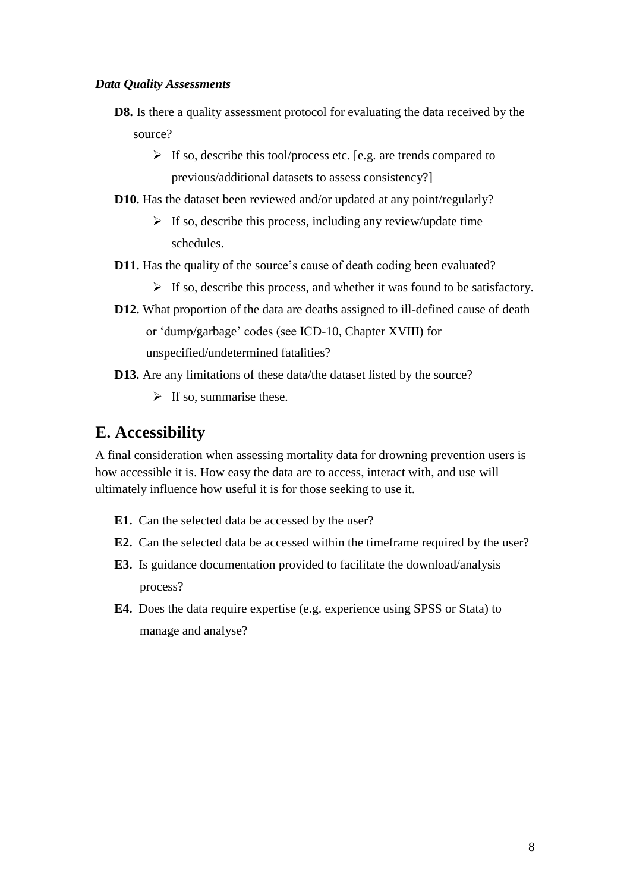*Data Quality Assessments*

**D8.** Is there a quality assessment protocol for evaluating the data received by the source?

- If so, describe this tool/process etc. [e.g. are trends compared to previous/additional datasets to assess consistency?]

**D10.** Has the dataset been reviewed and/or updated at any point/regularly?

- If so, describe this process, including any review/update time schedules.

**D11.** Has the quality of the source's cause of death coding been evaluated?

- If so, describe this process, and whether it was found to be satisfactory.

**D12.** What proportion of the data are deaths assigned to ill-defined cause of death or 'dump/garbage' codes (see ICD-10, Chapter XVIII) for unspecified/undetermined fatalities?

**D13.** Are any limitations of these data/the dataset listed by the source?

- If so, summarise these.

## E. Accessibility

A final consideration when assessing mortality data for drowning prevention users is how accessible it is. How easy the data are to access, interact with, and use will ultimately influence how useful it is for those seeking to use it.

**E1.** Can the selected data be accessed by the user?

**E2.** Can the selected data be accessed within the timeframe required by the user?

**E3.** Is guidance documentation provided to facilitate the download/analysis process?

**E4.** Does the data require expertise (e.g. experience using SPSS or Stata) to manage and analyse?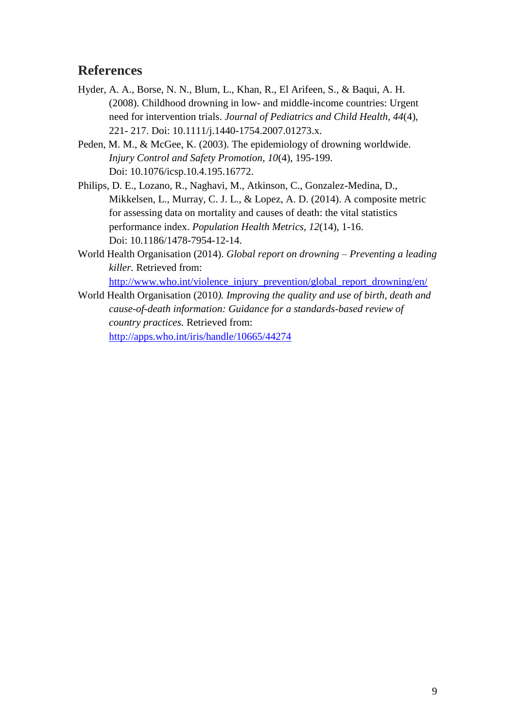## References

Hyder, A. A., Borse, N. N., Blum, L., Khan, R., El Arifeen, S., & Baqui, A. H. (2008). Childhood drowning in low- and middle-income countries: Urgent need for intervention trials. *Journal of Pediatrics and Child Health, 44*(4), 221- 217. Doi: 10.1111/j.1440-1754.2007.01273.x.

Peden, M. M., & McGee, K. (2003). The epidemiology of drowning worldwide. *Injury Control and Safety Promotion, 10*(4), 195-199. Doi: 10.1076/icsp.10.4.195.16772.

Philips, D. E., Lozano, R., Naghavi, M., Atkinson, C., Gonzalez-Medina, D., Mikkelsen, L., Murray, C. J. L., & Lopez, A. D. (2014). A composite metric for assessing data on mortality and causes of death: the vital statistics performance index. *Population Health Metrics, 12*(14), 1-16. Doi: 10.1186/1478-7954-12-14.

World Health Organisation (2014). *Global report on drowning – Preventing a leading killer.* Retrieved from: http://www.who.int/violence_injury_prevention/global_report_drowning/en/

World Health Organisation (2010*). Improving the quality and use of birth, death and cause-of-death information: Guidance for a standards-based review of country practices.* Retrieved from: http://apps.who.int/iris/handle/10665/44274